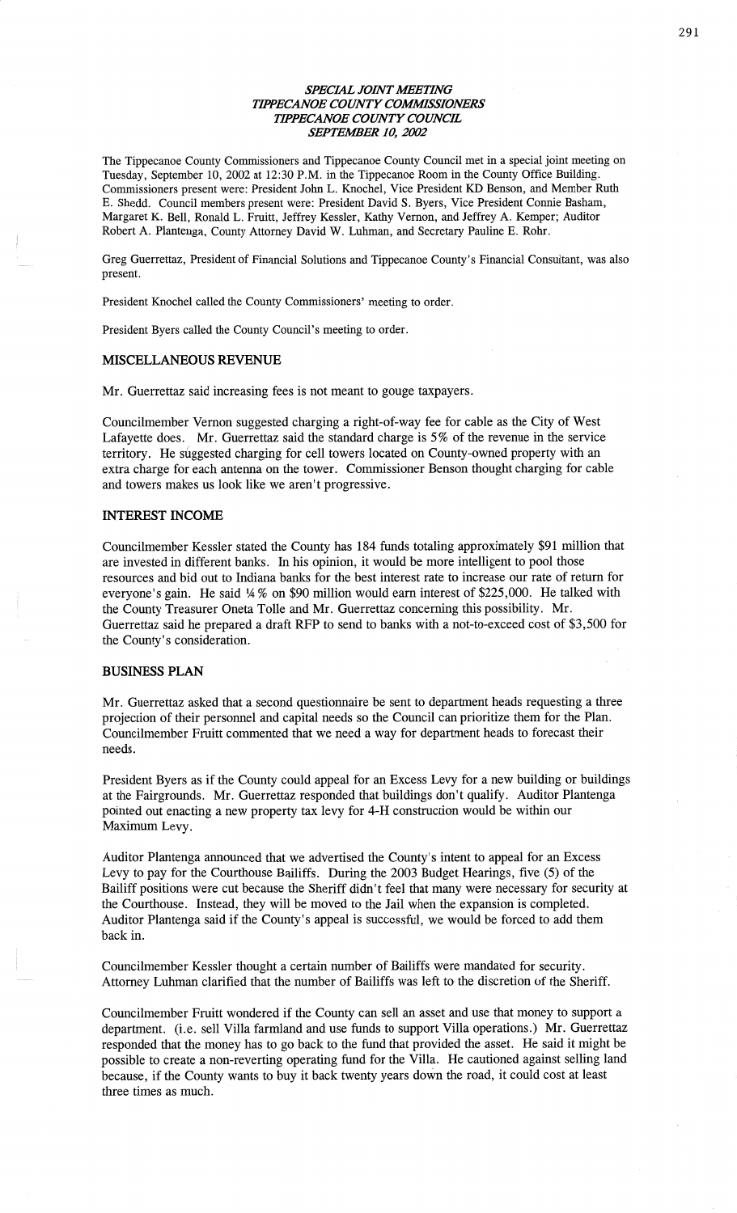*SPECIAL JOINT MEETING*
*TIPPECANOE COUNTY COMMISSIONERS*
*TIPPECANOE COUNTY COUNCIL*
*SEPTEMBER 10, 2002*

The Tippecanoe County Commissioners and Tippecanoe County Council met in a special joint meeting on Tuesday, September 10, 2002 at 12:30 P.M. in the Tippecanoe Room in the County Office Building. Commissioners present were: President John L. Knochel, Vice President KD Benson, and Member Ruth E. Shedd. Council members present were: President David S. Byers, Vice President Connie Basham, Margaret K. Bell, Ronald L. Fruitt, Jeffrey Kessler, Kathy Vernon, and Jeffrey A. Kemper; Auditor Robert A. Plantenga, County Attorney David W. Luhman, and Secretary Pauline E. Rohr.

Greg Guerrettaz, President of Financial Solutions and Tippecanoe County's Financial Consultant, was also present.

President Knochel called the County Commissioners' meeting to order.

President Byers called the County Council's meeting to order.

## MISCELLANEOUS REVENUE

Mr. Guerrettaz said increasing fees is not meant to gouge taxpayers.

Councilmember Vernon suggested charging a right-of-way fee for cable as the City of West Lafayette does. Mr. Guerrettaz said the standard charge is 5% of the revenue in the service territory. He suggested charging for cell towers located on County-owned property with an extra charge for each antenna on the tower. Commissioner Benson thought charging for cable and towers makes us look like we aren't progressive.

## INTEREST INCOME

Councilmember Kessler stated the County has 184 funds totaling approximately $91 million that are invested in different banks. In his opinion, it would be more intelligent to pool those resources and bid out to Indiana banks for the best interest rate to increase our rate of return for everyone's gain. He said ¼ % on $90 million would earn interest of $225,000. He talked with the County Treasurer Oneta Tolle and Mr. Guerrettaz concerning this possibility. Mr. Guerrettaz said he prepared a draft RFP to send to banks with a not-to-exceed cost of $3,500 for the County's consideration.

## BUSINESS PLAN

Mr. Guerrettaz asked that a second questionnaire be sent to department heads requesting a three projection of their personnel and capital needs so the Council can prioritize them for the Plan. Councilmember Fruitt commented that we need a way for department heads to forecast their needs.

President Byers as if the County could appeal for an Excess Levy for a new building or buildings at the Fairgrounds. Mr. Guerrettaz responded that buildings don't qualify. Auditor Plantenga pointed out enacting a new property tax levy for 4-H construction would be within our Maximum Levy.

Auditor Plantenga announced that we advertised the County's intent to appeal for an Excess Levy to pay for the Courthouse Bailiffs. During the 2003 Budget Hearings, five (5) of the Bailiff positions were cut because the Sheriff didn't feel that many were necessary for security at the Courthouse. Instead, they will be moved to the Jail when the expansion is completed. Auditor Plantenga said if the County's appeal is successful, we would be forced to add them back in.

Councilmember Kessler thought a certain number of Bailiffs were mandated for security. Attorney Luhman clarified that the number of Bailiffs was left to the discretion of the Sheriff.

Councilmember Fruitt wondered if the County can sell an asset and use that money to support a department. (i.e. sell Villa farmland and use funds to support Villa operations.) Mr. Guerrettaz responded that the money has to go back to the fund that provided the asset. He said it might be possible to create a non-reverting operating fund for the Villa. He cautioned against selling land because, if the County wants to buy it back twenty years down the road, it could cost at least three times as much.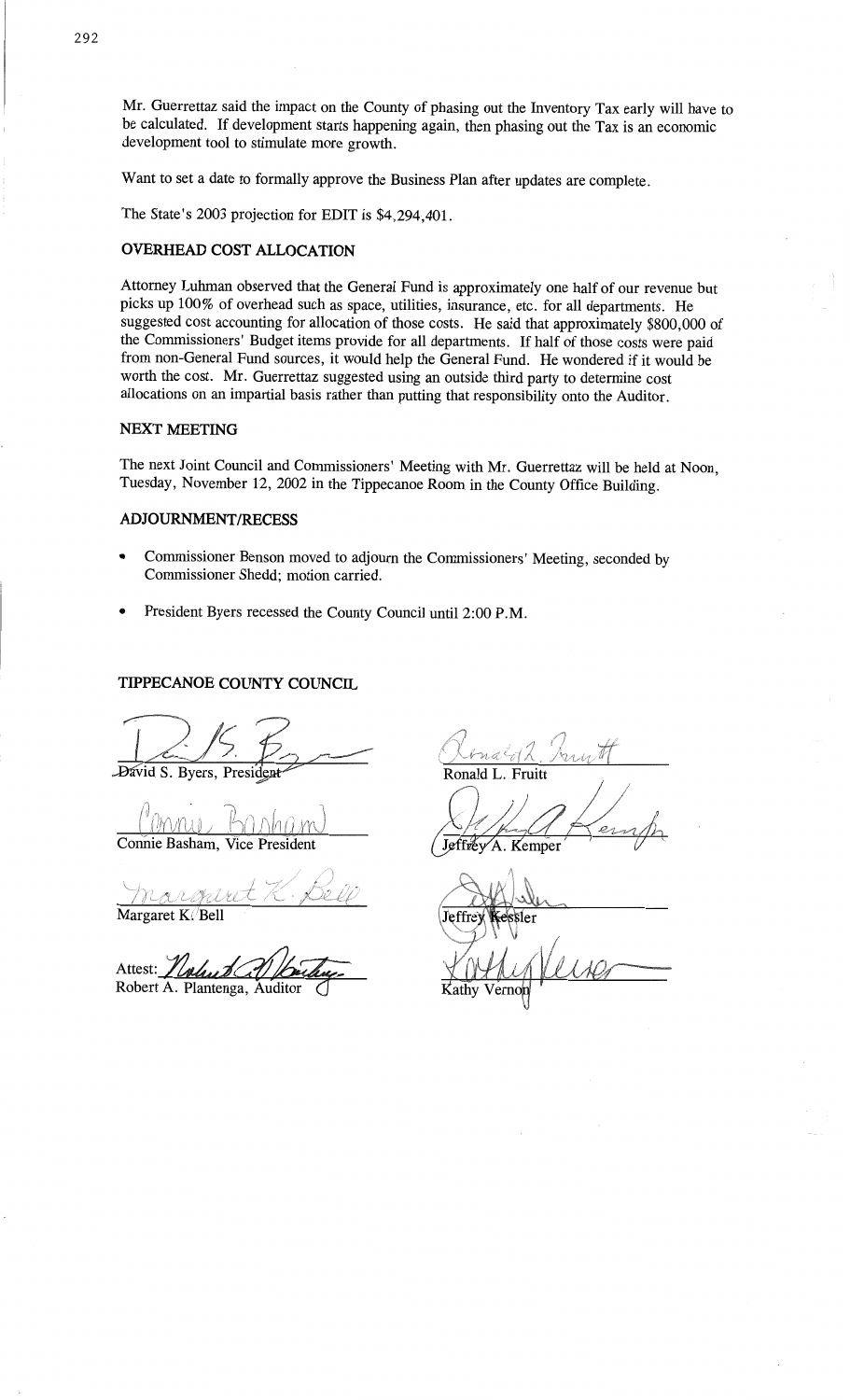Mr. Guerrettaz said the impact on the County of phasing out the Inventory Tax early will have to be calculated. If development starts happening again, then phasing out the Tax is an economic development tool to stimulate more growth.

Want to set a date to formally approve the Business Plan after updates are complete.

The State's 2003 projection for EDIT is $4,294,401.

### OVERHEAD COST ALLOCATION

Attorney Luhman observed that the General Fund is approximately one half of our revenue but picks up 100% of overhead such as space, utilities, insurance, etc. for all departments. He suggested cost accounting for allocation of those costs. He said that approximately $800,000 of the Commissioners' Budget items provide for all departments. If half of those costs were paid from non-General Fund sources, it would help the General Fund. He wondered if it would be worth the cost. Mr. Guerrettaz suggested using an outside third party to determine cost allocations on an impartial basis rather than putting that responsibility onto the Auditor.

### NEXT MEETING

The next Joint Council and Commissioners' Meeting with Mr. Guerrettaz will be held at Noon, Tuesday, November 12, 2002 in the Tippecanoe Room in the County Office Building.

### ADJOURNMENT/RECESS

- Commissioner Benson moved to adjourn the Commissioners' Meeting, seconded by Commissioner Shedd; motion carried.
- President Byers recessed the County Council until 2:00 P.M.

### TIPPECANOE COUNTY COUNCIL

David S. Byers, President

Connie Basham, Vice President

Margaret K. Bell

Attest: Robert A. Plantenga, Auditor

Ronald L. Fruitt

Jeffrey A. Kemper

Jeffrey Kessler

Kathy Vernon